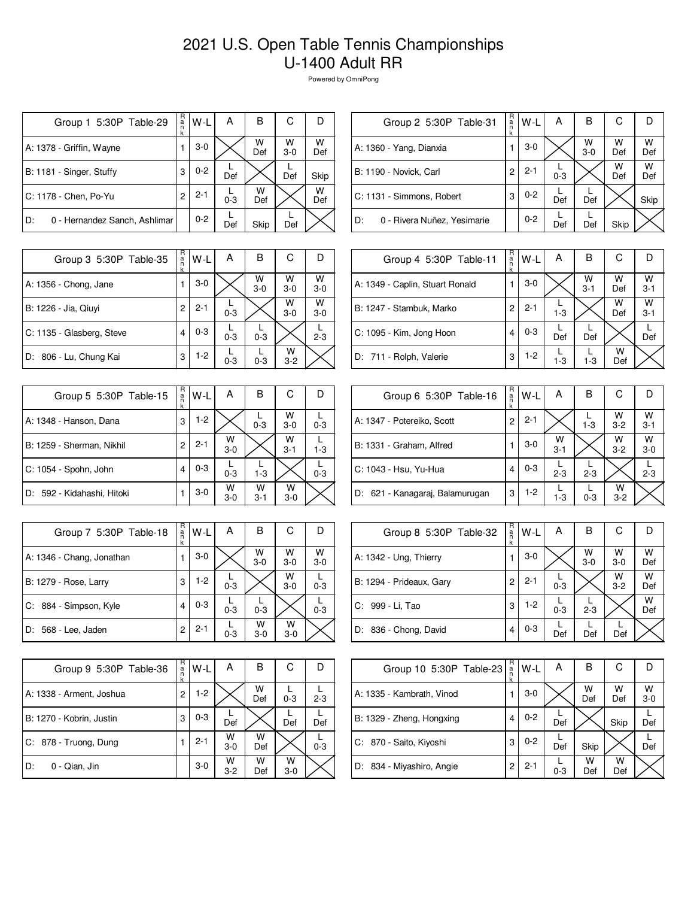# 2021 U.S. Open Table Tennis Championships
# U-1400 Adult RR

Powered by OmniPong

| Group 1 5:30P Table-29 | Rank | W-L | A | B | C | D |
|---|---|---|---|---|---|---|
| A: 1378 - Griffin, Wayne | 1 | 3-0 | | W Def | W 3-0 | W Def |
| B: 1181 - Singer, Stuffy | 3 | 0-2 | L Def | | L Def | Skip |
| C: 1178 - Chen, Po-Yu | 2 | 2-1 | L 0-3 | W Def | | W Def |
| D: 0 - Hernandez Sanch, Ashlimar | | 0-2 | L Def | Skip | L Def | |

| Group 2 5:30P Table-31 | Rank | W-L | A | B | C | D |
|---|---|---|---|---|---|---|
| A: 1360 - Yang, Dianxia | 1 | 3-0 | | W 3-0 | W Def | W Def |
| B: 1190 - Novick, Carl | 2 | 2-1 | L 0-3 | | W Def | W Def |
| C: 1131 - Simmons, Robert | 3 | 0-2 | L Def | L Def | | Skip |
| D: 0 - Rivera Nuñez, Yesimarie | | 0-2 | L Def | L Def | Skip | |

| Group 3 5:30P Table-35 | Rank | W-L | A | B | C | D |
|---|---|---|---|---|---|---|
| A: 1356 - Chong, Jane | 1 | 3-0 | | W 3-0 | W 3-0 | W 3-0 |
| B: 1226 - Jia, Qiuyi | 2 | 2-1 | L 0-3 | | W 3-0 | W 3-0 |
| C: 1135 - Glasberg, Steve | 4 | 0-3 | L 0-3 | L 0-3 | | L 2-3 |
| D: 806 - Lu, Chung Kai | 3 | 1-2 | L 0-3 | L 0-3 | W 3-2 | |

| Group 4 5:30P Table-11 | Rank | W-L | A | B | C | D |
|---|---|---|---|---|---|---|
| A: 1349 - Caplin, Stuart Ronald | 1 | 3-0 | | W 3-1 | W Def | W 3-1 |
| B: 1247 - Stambuk, Marko | 2 | 2-1 | L 1-3 | | W Def | W 3-1 |
| C: 1095 - Kim, Jong Hoon | 4 | 0-3 | L Def | L Def | | L Def |
| D: 711 - Rolph, Valerie | 3 | 1-2 | L 1-3 | L 1-3 | W Def | |

| Group 5 5:30P Table-15 | Rank | W-L | A | B | C | D |
|---|---|---|---|---|---|---|
| A: 1348 - Hanson, Dana | 3 | 1-2 | | L 0-3 | W 3-0 | L 0-3 |
| B: 1259 - Sherman, Nikhil | 2 | 2-1 | W 3-0 | | W 3-1 | L 1-3 |
| C: 1054 - Spohn, John | 4 | 0-3 | L 0-3 | L 1-3 | | L 0-3 |
| D: 592 - Kidahashi, Hitoki | 1 | 3-0 | W 3-0 | W 3-1 | W 3-0 | |

| Group 6 5:30P Table-16 | Rank | W-L | A | B | C | D |
|---|---|---|---|---|---|---|
| A: 1347 - Potereiko, Scott | 2 | 2-1 | | L 1-3 | W 3-2 | W 3-1 |
| B: 1331 - Graham, Alfred | 1 | 3-0 | W 3-1 | | W 3-2 | W 3-0 |
| C: 1043 - Hsu, Yu-Hua | 4 | 0-3 | L 2-3 | L 2-3 | | L 2-3 |
| D: 621 - Kanagaraj, Balamurugan | 3 | 1-2 | L 1-3 | L 0-3 | W 3-2 | |

| Group 7 5:30P Table-18 | Rank | W-L | A | B | C | D |
|---|---|---|---|---|---|---|
| A: 1346 - Chang, Jonathan | 1 | 3-0 | | W 3-0 | W 3-0 | W 3-0 |
| B: 1279 - Rose, Larry | 3 | 1-2 | L 0-3 | | W 3-0 | L 0-3 |
| C: 884 - Simpson, Kyle | 4 | 0-3 | L 0-3 | L 0-3 | | L 0-3 |
| D: 568 - Lee, Jaden | 2 | 2-1 | L 0-3 | W 3-0 | W 3-0 | |

| Group 8 5:30P Table-32 | Rank | W-L | A | B | C | D |
|---|---|---|---|---|---|---|
| A: 1342 - Ung, Thierry | 1 | 3-0 | | W 3-0 | W 3-0 | W Def |
| B: 1294 - Prideaux, Gary | 2 | 2-1 | L 0-3 | | W 3-2 | W Def |
| C: 999 - Li, Tao | 3 | 1-2 | L 0-3 | L 2-3 | | W Def |
| D: 836 - Chong, David | 4 | 0-3 | L Def | L Def | L Def | |

| Group 9 5:30P Table-36 | Rank | W-L | A | B | C | D |
|---|---|---|---|---|---|---|
| A: 1338 - Arment, Joshua | 2 | 1-2 | | W Def | L 0-3 | L 2-3 |
| B: 1270 - Kobrin, Justin | 3 | 0-3 | L Def | | L Def | L Def |
| C: 878 - Truong, Dung | 1 | 2-1 | W 3-0 | W Def | | L 0-3 |
| D: 0 - Qian, Jin | | 3-0 | W 3-2 | W Def | W 3-0 | |

| Group 10 5:30P Table-23 | Rank | W-L | A | B | C | D |
|---|---|---|---|---|---|---|
| A: 1335 - Kambrath, Vinod | 1 | 3-0 | | W Def | W Def | W 3-0 |
| B: 1329 - Zheng, Hongxing | 4 | 0-2 | L Def | | Skip | L Def |
| C: 870 - Saito, Kiyoshi | 3 | 0-2 | L Def | Skip | | L Def |
| D: 834 - Miyashiro, Angie | 2 | 2-1 | L 0-3 | W Def | W Def | |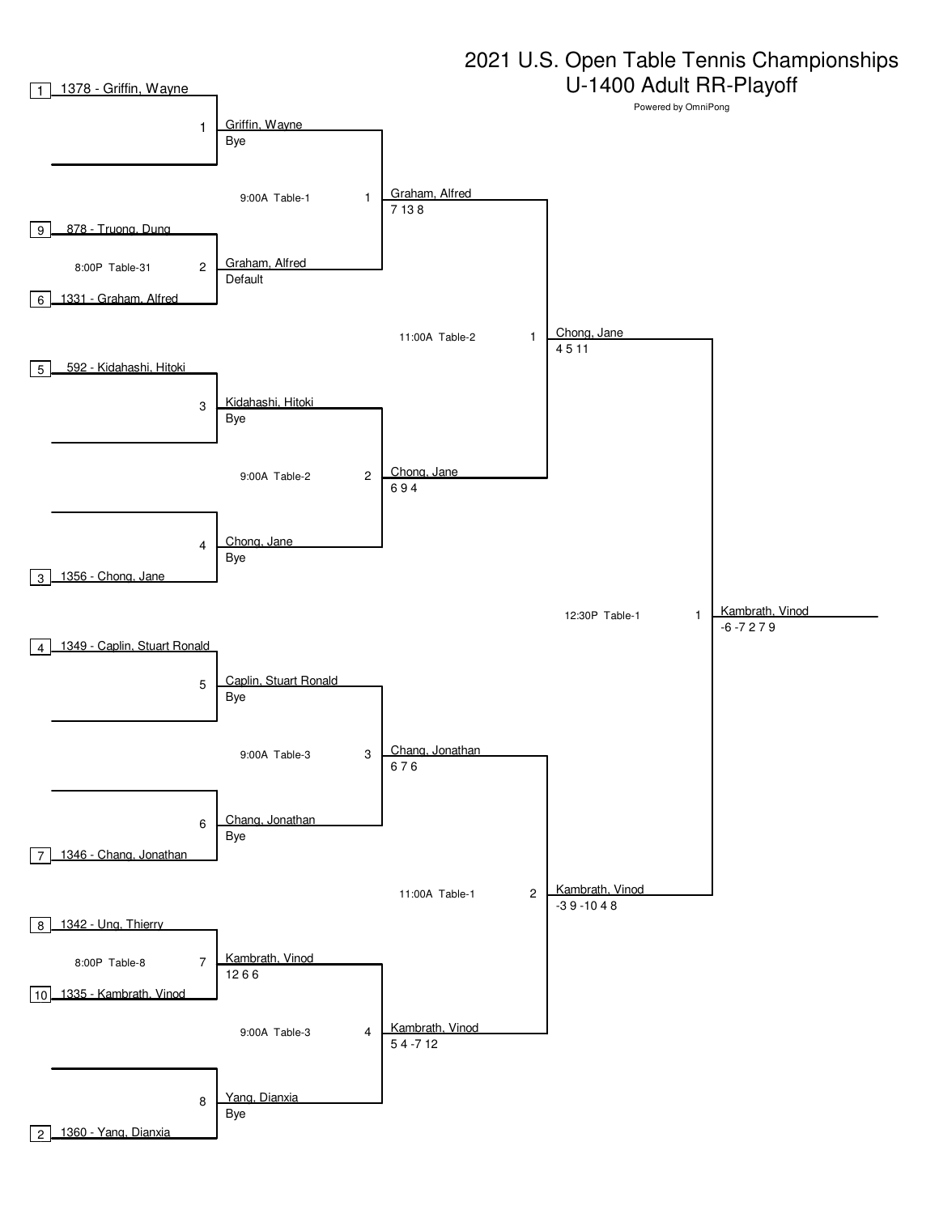# 2021 U.S. Open Table Tennis Championships

## U-1400 Adult RR-Playoff

Powered by OmniPong

### Round 1 (Seeds)

1 1378 - Griffin, Wayne

9 878 - Truong, Dung

6 1331 - Graham, Alfred

5 592 - Kidahashi, Hitoki

3 1356 - Chong, Jane

4 1349 - Caplin, Stuart Ronald

7 1346 - Chang, Jonathan

8 1342 - Ung, Thierry

10 1335 - Kambrath, Vinod

2 1360 - Yang, Dianxia

### Round 2

1 Griffin, Wayne
Bye

8:00P Table-31 2 Graham, Alfred
Default

3 Kidahashi, Hitoki
Bye

4 Chong, Jane
Bye

5 Caplin, Stuart Ronald
Bye

6 Chang, Jonathan
Bye

8:00P Table-8 7 Kambrath, Vinod
12 6 6

8 Yang, Dianxia
Bye

### Quarterfinals

9:00A Table-1 1 Graham, Alfred
7 13 8

9:00A Table-2 2 Chong, Jane
6 9 4

9:00A Table-3 3 Chang, Jonathan
6 7 6

9:00A Table-3 4 Kambrath, Vinod
5 4 -7 12

### Semifinals

11:00A Table-2 1 Chong, Jane
4 5 11

11:00A Table-1 2 Kambrath, Vinod
-3 9 -10 4 8

### Final

12:30P Table-1 1 Kambrath, Vinod
-6 -7 2 7 9